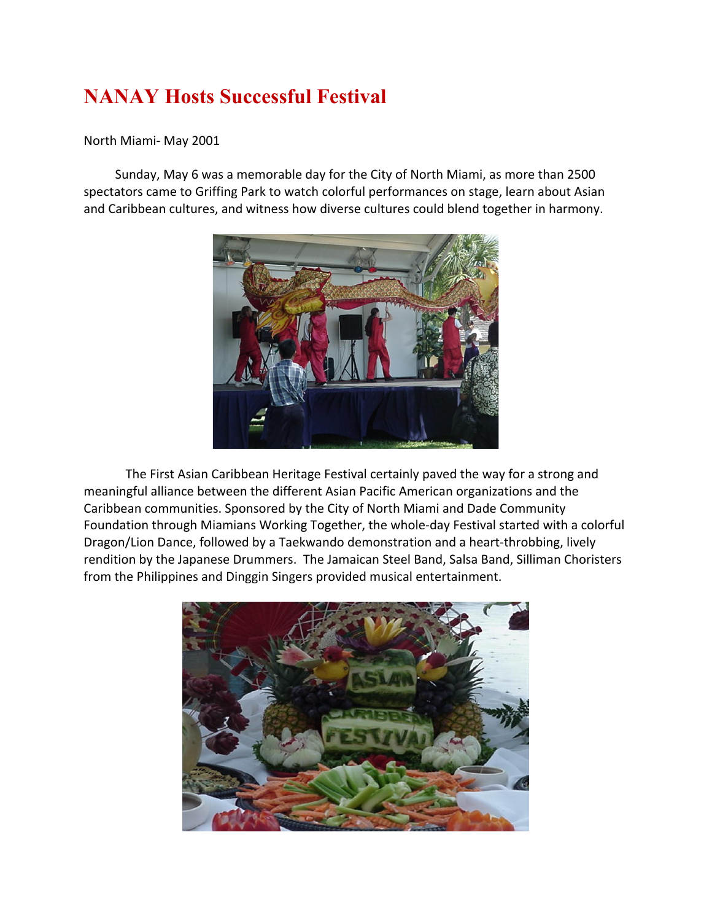# NANAY Hosts Successful Festival

North Miami- May 2001

Sunday, May 6 was a memorable day for the City of North Miami, as more than 2500 spectators came to Griffing Park to watch colorful performances on stage, learn about Asian and Caribbean cultures, and witness how diverse cultures could blend together in harmony.

The First Asian Caribbean Heritage Festival certainly paved the way for a strong and meaningful alliance between the different Asian Pacific American organizations and the Caribbean communities. Sponsored by the City of North Miami and Dade Community Foundation through Miamians Working Together, the whole-day Festival started with a colorful Dragon/Lion Dance, followed by a Taekwando demonstration and a heart-throbbing, lively rendition by the Japanese Drummers. The Jamaican Steel Band, Salsa Band, Silliman Choristers from the Philippines and Dinggin Singers provided musical entertainment.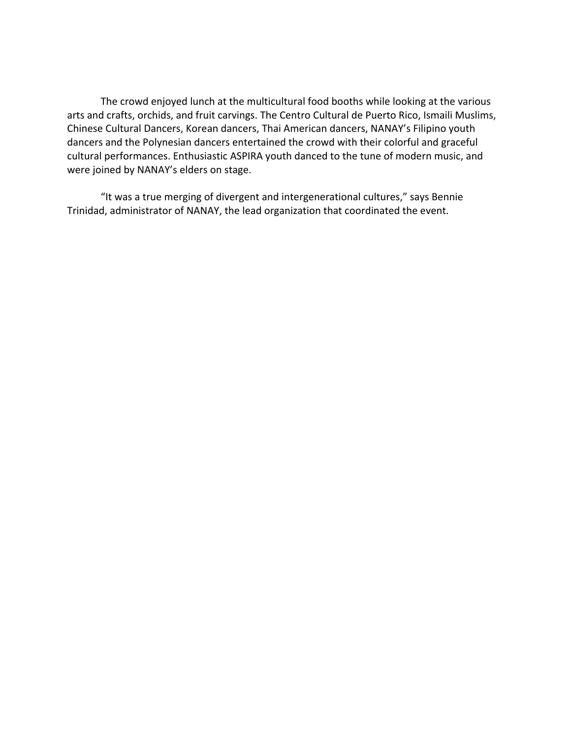The crowd enjoyed lunch at the multicultural food booths while looking at the various arts and crafts, orchids, and fruit carvings. The Centro Cultural de Puerto Rico, Ismaili Muslims, Chinese Cultural Dancers, Korean dancers, Thai American dancers, NANAY's Filipino youth dancers and the Polynesian dancers entertained the crowd with their colorful and graceful cultural performances. Enthusiastic ASPIRA youth danced to the tune of modern music, and were joined by NANAY's elders on stage.

"It was a true merging of divergent and intergenerational cultures," says Bennie Trinidad, administrator of NANAY, the lead organization that coordinated the event.